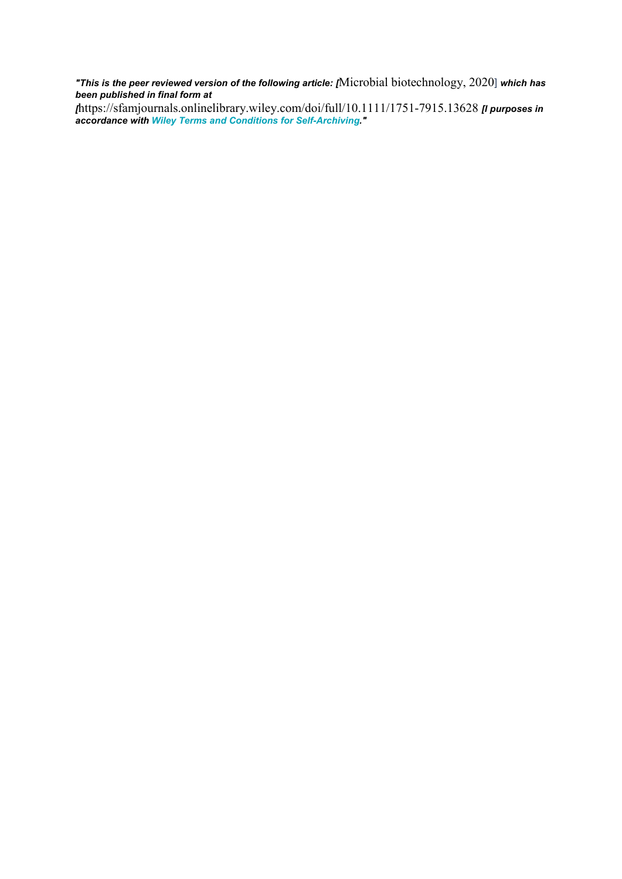*"This is the peer reviewed version of the following article: [*Microbial biotechnology, 2020] ***which has been published in final form at***

*[*https://sfamjournals.onlinelibrary.wiley.com/doi/full/10.1111/1751-7915.13628 ***[I purposes in accordance with Wiley Terms and Conditions for Self-Archiving."***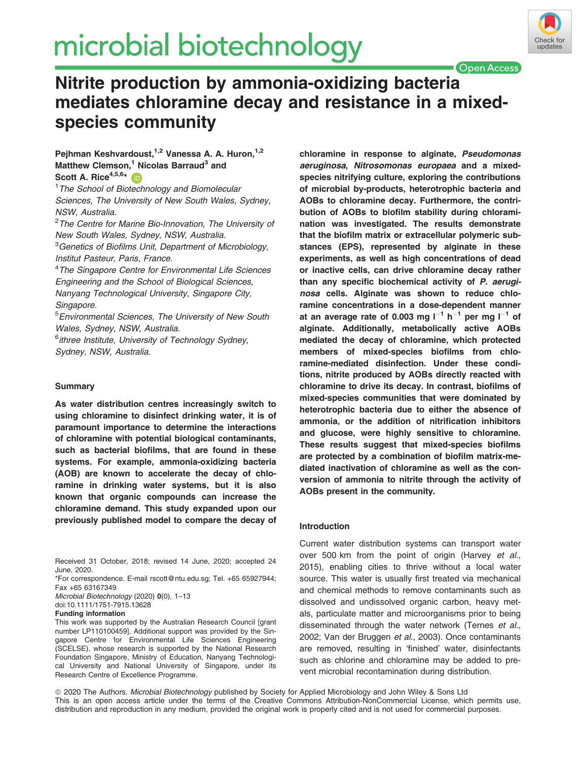# Nitrite production by ammonia-oxidizing bacteria mediates chloramine decay and resistance in a mixed-species community

Pejhman Keshvardoust,[1,2] Vanessa A. A. Huron,[1,2] Matthew Clemson,[1] Nicolas Barraud[3] and Scott A. Rice[4,5,6]*

[1]The School of Biotechnology and Biomolecular Sciences, The University of New South Wales, Sydney, NSW, Australia.
[2]The Centre for Marine Bio-Innovation, The University of New South Wales, Sydney, NSW, Australia.
[3]Genetics of Biofilms Unit, Department of Microbiology, Institut Pasteur, Paris, France.
[4]The Singapore Centre for Environmental Life Sciences Engineering and the School of Biological Sciences, Nanyang Technological University, Singapore City, Singapore.
[5]Environmental Sciences, The University of New South Wales, Sydney, NSW, Australia.
[6]ithree Institute, University of Technology Sydney, Sydney, NSW, Australia.

## Summary

**As water distribution centres increasingly switch to using chloramine to disinfect drinking water, it is of paramount importance to determine the interactions of chloramine with potential biological contaminants, such as bacterial biofilms, that are found in these systems. For example, ammonia-oxidizing bacteria (AOB) are known to accelerate the decay of chloramine in drinking water systems, but it is also known that organic compounds can increase the chloramine demand. This study expanded upon our previously published model to compare the decay of chloramine in response to alginate, *Pseudomonas aeruginosa*, *Nitrosomonas europaea* and a mixed-species nitrifying culture, exploring the contributions of microbial by-products, heterotrophic bacteria and AOBs to chloramine decay. Furthermore, the contribution of AOBs to biofilm stability during chloramination was investigated. The results demonstrate that the biofilm matrix or extracellular polymeric substances (EPS), represented by alginate in these experiments, as well as high concentrations of dead or inactive cells, can drive chloramine decay rather than any specific biochemical activity of *P. aeruginosa* cells. Alginate was shown to reduce chloramine concentrations in a dose-dependent manner at an average rate of 0.003 mg $l^{-1}$ $h^{-1}$ per mg $l^{-1}$ of alginate. Additionally, metabolically active AOBs mediated the decay of chloramine, which protected members of mixed-species biofilms from chloramine-mediated disinfection. Under these conditions, nitrite produced by AOBs directly reacted with chloramine to drive its decay. In contrast, biofilms of mixed-species communities that were dominated by heterotrophic bacteria due to either the absence of ammonia, or the addition of nitrification inhibitors and glucose, were highly sensitive to chloramine. These results suggest that mixed-species biofilms are protected by a combination of biofilm matrix-mediated inactivation of chloramine as well as the conversion of ammonia to nitrite through the activity of AOBs present in the community.**

Received 31 October, 2018; revised 14 June, 2020; accepted 24 June, 2020.
*For correspondence. E-mail rscott@ntu.edu.sg; Tel. +65 65927944; Fax +65 63167349
*Microbial Biotechnology* (2020) **0**(0), 1–13
doi:10.1111/1751-7915.13628

**Funding information**
This work was supported by the Australian Research Council [grant number LP110100459]. Additional support was provided by the Singapore Centre for Environmental Life Sciences Engineering (SCELSE), whose research is supported by the National Research Foundation Singapore, Ministry of Education, Nanyang Technological University and National University of Singapore, under its Research Centre of Excellence Programme.

## Introduction

Current water distribution systems can transport water over 500 km from the point of origin (Harvey *et al.*, 2015), enabling cities to thrive without a local water source. This water is usually first treated via mechanical and chemical methods to remove contaminants such as dissolved and undissolved organic carbon, heavy metals, particulate matter and microorganisms prior to being disseminated through the water network (Ternes *et al.*, 2002; Van der Bruggen *et al.*, 2003). Once contaminants are removed, resulting in 'finished' water, disinfectants such as chlorine and chloramine may be added to prevent microbial recontamination during distribution.

© 2020 The Authors. *Microbial Biotechnology* published by Society for Applied Microbiology and John Wiley & Sons Ltd
This is an open access article under the terms of the Creative Commons Attribution-NonCommercial License, which permits use, distribution and reproduction in any medium, provided the original work is properly cited and is not used for commercial purposes.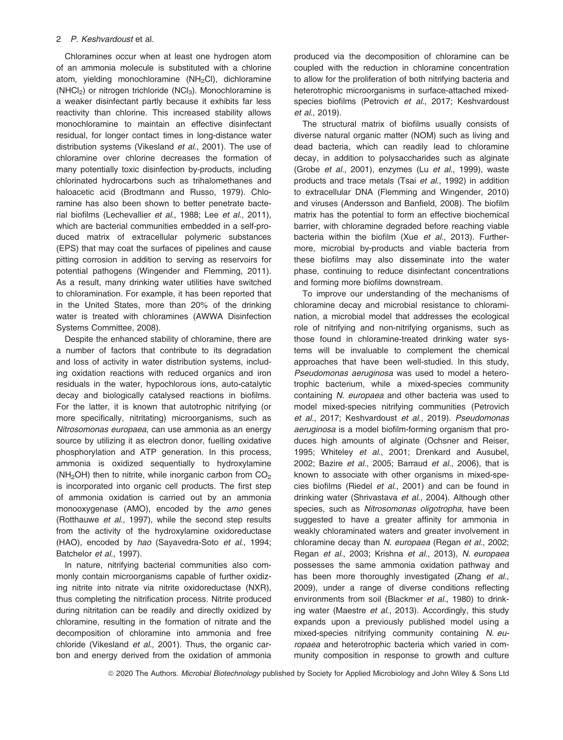Chloramines occur when at least one hydrogen atom of an ammonia molecule is substituted with a chlorine atom, yielding monochloramine ($NH_2Cl$), dichloramine ($NHCl_2$) or nitrogen trichloride ($NCl_3$). Monochloramine is a weaker disinfectant partly because it exhibits far less reactivity than chlorine. This increased stability allows monochloramine to maintain an effective disinfectant residual, for longer contact times in long-distance water distribution systems (Vikesland *et al*., 2001). The use of chloramine over chlorine decreases the formation of many potentially toxic disinfection by-products, including chlorinated hydrocarbons such as trihalomethanes and haloacetic acid (Brodtmann and Russo, 1979). Chloramine has also been shown to better penetrate bacterial biofilms (Lechevallier *et al*., 1988; Lee *et al*., 2011), which are bacterial communities embedded in a self-produced matrix of extracellular polymeric substances (EPS) that may coat the surfaces of pipelines and cause pitting corrosion in addition to serving as reservoirs for potential pathogens (Wingender and Flemming, 2011). As a result, many drinking water utilities have switched to chloramination. For example, it has been reported that in the United States, more than 20% of the drinking water is treated with chloramines (AWWA Disinfection Systems Committee, 2008).

Despite the enhanced stability of chloramine, there are a number of factors that contribute to its degradation and loss of activity in water distribution systems, including oxidation reactions with reduced organics and iron residuals in the water, hypochlorous ions, auto-catalytic decay and biologically catalysed reactions in biofilms. For the latter, it is known that autotrophic nitrifying (or more specifically, nitritating) microorganisms, such as *Nitrosomonas europaea*, can use ammonia as an energy source by utilizing it as electron donor, fuelling oxidative phosphorylation and ATP generation. In this process, ammonia is oxidized sequentially to hydroxylamine ($NH_2OH$) then to nitrite, while inorganic carbon from $CO_2$ is incorporated into organic cell products. The first step of ammonia oxidation is carried out by an ammonia monooxygenase (AMO), encoded by the *amo* genes (Rotthauwe *et al*., 1997), while the second step results from the activity of the hydroxylamine oxidoreductase (HAO), encoded by *hao* (Sayavedra-Soto *et al*., 1994; Batchelor *et al*., 1997).

In nature, nitrifying bacterial communities also commonly contain microorganisms capable of further oxidizing nitrite into nitrate via nitrite oxidoreductase (NXR), thus completing the nitrification process. Nitrite produced during nitritation can be readily and directly oxidized by chloramine, resulting in the formation of nitrate and the decomposition of chloramine into ammonia and free chloride (Vikesland *et al*., 2001). Thus, the organic carbon and energy derived from the oxidation of ammonia produced via the decomposition of chloramine can be coupled with the reduction in chloramine concentration to allow for the proliferation of both nitrifying bacteria and heterotrophic microorganisms in surface-attached mixed-species biofilms (Petrovich *et al*., 2017; Keshvardoust *et al*., 2019).

The structural matrix of biofilms usually consists of diverse natural organic matter (NOM) such as living and dead bacteria, which can readily lead to chloramine decay, in addition to polysaccharides such as alginate (Grobe *et al*., 2001), enzymes (Lu *et al*., 1999), waste products and trace metals (Tsai *et al*., 1992) in addition to extracellular DNA (Flemming and Wingender, 2010) and viruses (Andersson and Banfield, 2008). The biofilm matrix has the potential to form an effective biochemical barrier, with chloramine degraded before reaching viable bacteria within the biofilm (Xue *et al*., 2013). Furthermore, microbial by-products and viable bacteria from these biofilms may also disseminate into the water phase, continuing to reduce disinfectant concentrations and forming more biofilms downstream.

To improve our understanding of the mechanisms of chloramine decay and microbial resistance to chloramination, a microbial model that addresses the ecological role of nitrifying and non-nitrifying organisms, such as those found in chloramine-treated drinking water systems will be invaluable to complement the chemical approaches that have been well-studied. In this study, *Pseudomonas aeruginosa* was used to model a heterotrophic bacterium, while a mixed-species community containing *N. europaea* and other bacteria was used to model mixed-species nitrifying communities (Petrovich *et al*., 2017; Keshvardoust *et al*., 2019). *Pseudomonas aeruginosa* is a model biofilm-forming organism that produces high amounts of alginate (Ochsner and Reiser, 1995; Whiteley *et al*., 2001; Drenkard and Ausubel, 2002; Bazire *et al*., 2005; Barraud *et al*., 2006), that is known to associate with other organisms in mixed-species biofilms (Riedel *et al*., 2001) and can be found in drinking water (Shrivastava *et al*., 2004). Although other species, such as *Nitrosomonas oligotropha*, have been suggested to have a greater affinity for ammonia in weakly chloraminated waters and greater involvement in chloramine decay than *N. europaea* (Regan *et al*., 2002; Regan *et al*., 2003; Krishna *et al*., 2013), *N. europaea* possesses the same ammonia oxidation pathway and has been more thoroughly investigated (Zhang *et al*., 2009), under a range of diverse conditions reflecting environments from soil (Blackmer *et al*., 1980) to drinking water (Maestre *et al*., 2013). Accordingly, this study expands upon a previously published model using a mixed-species nitrifying community containing *N. europaea* and heterotrophic bacteria which varied in community composition in response to growth and culture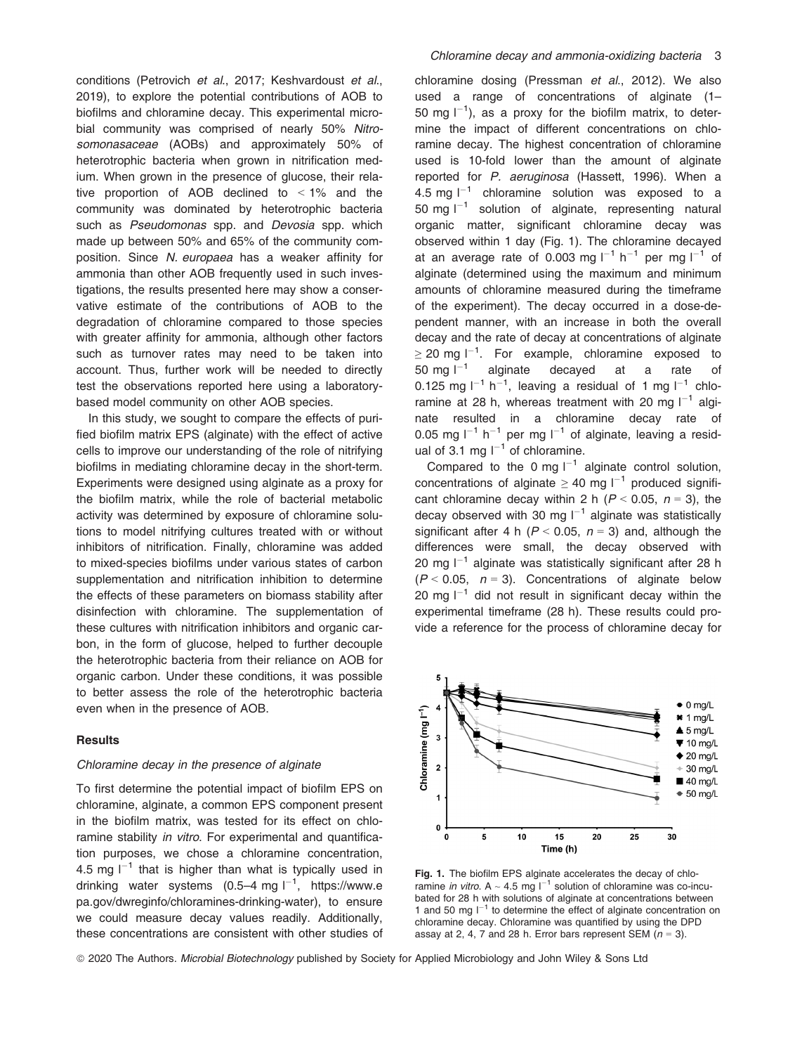conditions (Petrovich *et al*., 2017; Keshvardoust *et al*., 2019), to explore the potential contributions of AOB to biofilms and chloramine decay. This experimental microbial community was comprised of nearly 50% *Nitrosomonasaceae* (AOBs) and approximately 50% of heterotrophic bacteria when grown in nitrification medium. When grown in the presence of glucose, their relative proportion of AOB declined to < 1% and the community was dominated by heterotrophic bacteria such as *Pseudomonas* spp. and *Devosia* spp. which made up between 50% and 65% of the community composition. Since *N. europaea* has a weaker affinity for ammonia than other AOB frequently used in such investigations, the results presented here may show a conservative estimate of the contributions of AOB to the degradation of chloramine compared to those species with greater affinity for ammonia, although other factors such as turnover rates may need to be taken into account. Thus, further work will be needed to directly test the observations reported here using a laboratory-based model community on other AOB species.

In this study, we sought to compare the effects of purified biofilm matrix EPS (alginate) with the effect of active cells to improve our understanding of the role of nitrifying biofilms in mediating chloramine decay in the short-term. Experiments were designed using alginate as a proxy for the biofilm matrix, while the role of bacterial metabolic activity was determined by exposure of chloramine solutions to model nitrifying cultures treated with or without inhibitors of nitrification. Finally, chloramine was added to mixed-species biofilms under various states of carbon supplementation and nitrification inhibition to determine the effects of these parameters on biomass stability after disinfection with chloramine. The supplementation of these cultures with nitrification inhibitors and organic carbon, in the form of glucose, helped to further decouple the heterotrophic bacteria from their reliance on AOB for organic carbon. Under these conditions, it was possible to better assess the role of the heterotrophic bacteria even when in the presence of AOB.

## Results

### Chloramine decay in the presence of alginate

To first determine the potential impact of biofilm EPS on chloramine, alginate, a common EPS component present in the biofilm matrix, was tested for its effect on chloramine stability *in vitro*. For experimental and quantification purposes, we chose a chloramine concentration, 4.5 mg $l^{-1}$ that is higher than what is typically used in drinking water systems (0.5–4 mg $l^{-1}$, https://www.epa.gov/dwreginfo/chloramines-drinking-water), to ensure we could measure decay values readily. Additionally, these concentrations are consistent with other studies of chloramine dosing (Pressman *et al*., 2012). We also used a range of concentrations of alginate (1–50 mg $l^{-1}$), as a proxy for the biofilm matrix, to determine the impact of different concentrations on chloramine decay. The highest concentration of chloramine used is 10-fold lower than the amount of alginate reported for *P. aeruginosa* (Hassett, 1996). When a 4.5 mg $l^{-1}$ chloramine solution was exposed to a 50 mg $l^{-1}$ solution of alginate, representing natural organic matter, significant chloramine decay was observed within 1 day (Fig. 1). The chloramine decayed at an average rate of 0.003 mg $l^{-1}$ $h^{-1}$ per mg $l^{-1}$ of alginate (determined using the maximum and minimum amounts of chloramine measured during the timeframe of the experiment). The decay occurred in a dose-dependent manner, with an increase in both the overall decay and the rate of decay at concentrations of alginate ≥ 20 mg $l^{-1}$. For example, chloramine exposed to 50 mg $l^{-1}$ alginate decayed at a rate of 0.125 mg $l^{-1}$ $h^{-1}$, leaving a residual of 1 mg $l^{-1}$ chloramine at 28 h, whereas treatment with 20 mg $l^{-1}$ alginate resulted in a chloramine decay rate of 0.05 mg $l^{-1}$ $h^{-1}$ per mg $l^{-1}$ of alginate, leaving a residual of 3.1 mg $l^{-1}$ of chloramine.

Compared to the 0 mg $l^{-1}$ alginate control solution, concentrations of alginate ≥ 40 mg $l^{-1}$ produced significant chloramine decay within 2 h ($P < 0.05$, $n = 3$), the decay observed with 30 mg $l^{-1}$ alginate was statistically significant after 4 h ($P < 0.05$, $n = 3$) and, although the differences were small, the decay observed with 20 mg $l^{-1}$ alginate was statistically significant after 28 h ($P < 0.05$, $n = 3$). Concentrations of alginate below 20 mg $l^{-1}$ did not result in significant decay within the experimental timeframe (28 h). These results could provide a reference for the process of chloramine decay for

**Fig. 1.** The biofilm EPS alginate accelerates the decay of chloramine *in vitro*. A ~ 4.5 mg $l^{-1}$ solution of chloramine was co-incubated for 28 h with solutions of alginate at concentrations between 1 and 50 mg $l^{-1}$ to determine the effect of alginate concentration on chloramine decay. Chloramine was quantified by using the DPD assay at 2, 4, 7 and 28 h. Error bars represent SEM ($n = 3$).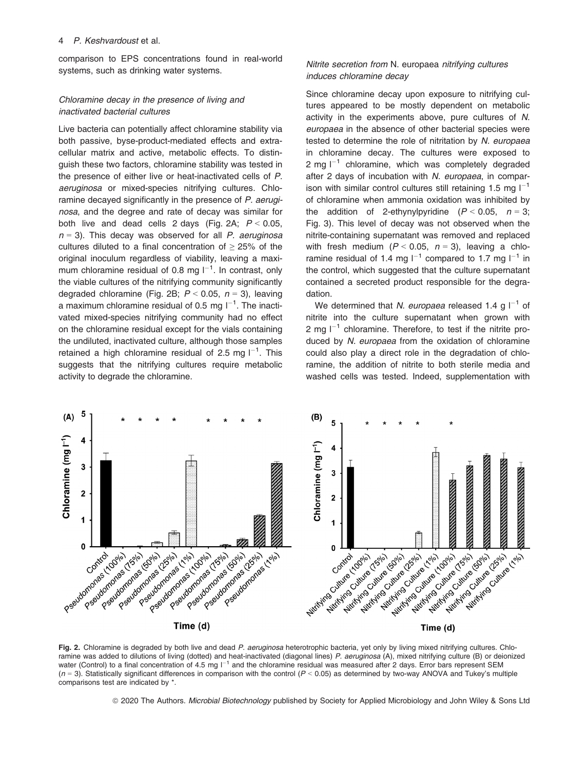comparison to EPS concentrations found in real-world systems, such as drinking water systems.

### *Chloramine decay in the presence of living and inactivated bacterial cultures*

Live bacteria can potentially affect chloramine stability via both passive, byse-product-mediated effects and extracellular matrix and active, metabolic effects. To distinguish these two factors, chloramine stability was tested in the presence of either live or heat-inactivated cells of *P. aeruginosa* or mixed-species nitrifying cultures. Chloramine decayed significantly in the presence of *P. aeruginosa*, and the degree and rate of decay was similar for both live and dead cells 2 days (Fig. 2A; $P < 0.05$, $n = 3$). This decay was observed for all *P. aeruginosa* cultures diluted to a final concentration of $\geq 25\%$ of the original inoculum regardless of viability, leaving a maximum chloramine residual of 0.8 mg $l^{-1}$. In contrast, only the viable cultures of the nitrifying community significantly degraded chloramine (Fig. 2B; $P < 0.05$, $n = 3$), leaving a maximum chloramine residual of 0.5 mg $l^{-1}$. The inactivated mixed-species nitrifying community had no effect on the chloramine residual except for the vials containing the undiluted, inactivated culture, although those samples retained a high chloramine residual of 2.5 mg $l^{-1}$. This suggests that the nitrifying cultures require metabolic activity to degrade the chloramine.

### *Nitrite secretion from* N. europaea *nitrifying cultures induces chloramine decay*

Since chloramine decay upon exposure to nitrifying cultures appeared to be mostly dependent on metabolic activity in the experiments above, pure cultures of *N. europaea* in the absence of other bacterial species were tested to determine the role of nitritation by *N. europaea* in chloramine decay. The cultures were exposed to 2 mg $l^{-1}$ chloramine, which was completely degraded after 2 days of incubation with *N. europaea*, in comparison with similar control cultures still retaining 1.5 mg $l^{-1}$ of chloramine when ammonia oxidation was inhibited by the addition of 2-ethynylpyridine ($P < 0.05$, $n = 3$; Fig. 3). This level of decay was not observed when the nitrite-containing supernatant was removed and replaced with fresh medium ($P < 0.05$, $n = 3$), leaving a chloramine residual of 1.4 mg $l^{-1}$ compared to 1.7 mg $l^{-1}$ in the control, which suggested that the culture supernatant contained a secreted product responsible for the degradation.

We determined that *N. europaea* released 1.4 g $l^{-1}$ of nitrite into the culture supernatant when grown with 2 mg $l^{-1}$ chloramine. Therefore, to test if the nitrite produced by *N. europaea* from the oxidation of chloramine could also play a direct role in the degradation of chloramine, the addition of nitrite to both sterile media and washed cells was tested. Indeed, supplementation with

**Fig. 2.** Chloramine is degraded by both live and dead *P. aeruginosa* heterotrophic bacteria, yet only by living mixed nitrifying cultures. Chloramine was added to dilutions of living (dotted) and heat-inactivated (diagonal lines) *P. aeruginosa* (A), mixed nitrifying culture (B) or deionized water (Control) to a final concentration of 4.5 mg $l^{-1}$ and the chloramine residual was measured after 2 days. Error bars represent SEM ($n = 3$). Statistically significant differences in comparison with the control ($P < 0.05$) as determined by two-way ANOVA and Tukey's multiple comparisons test are indicated by *.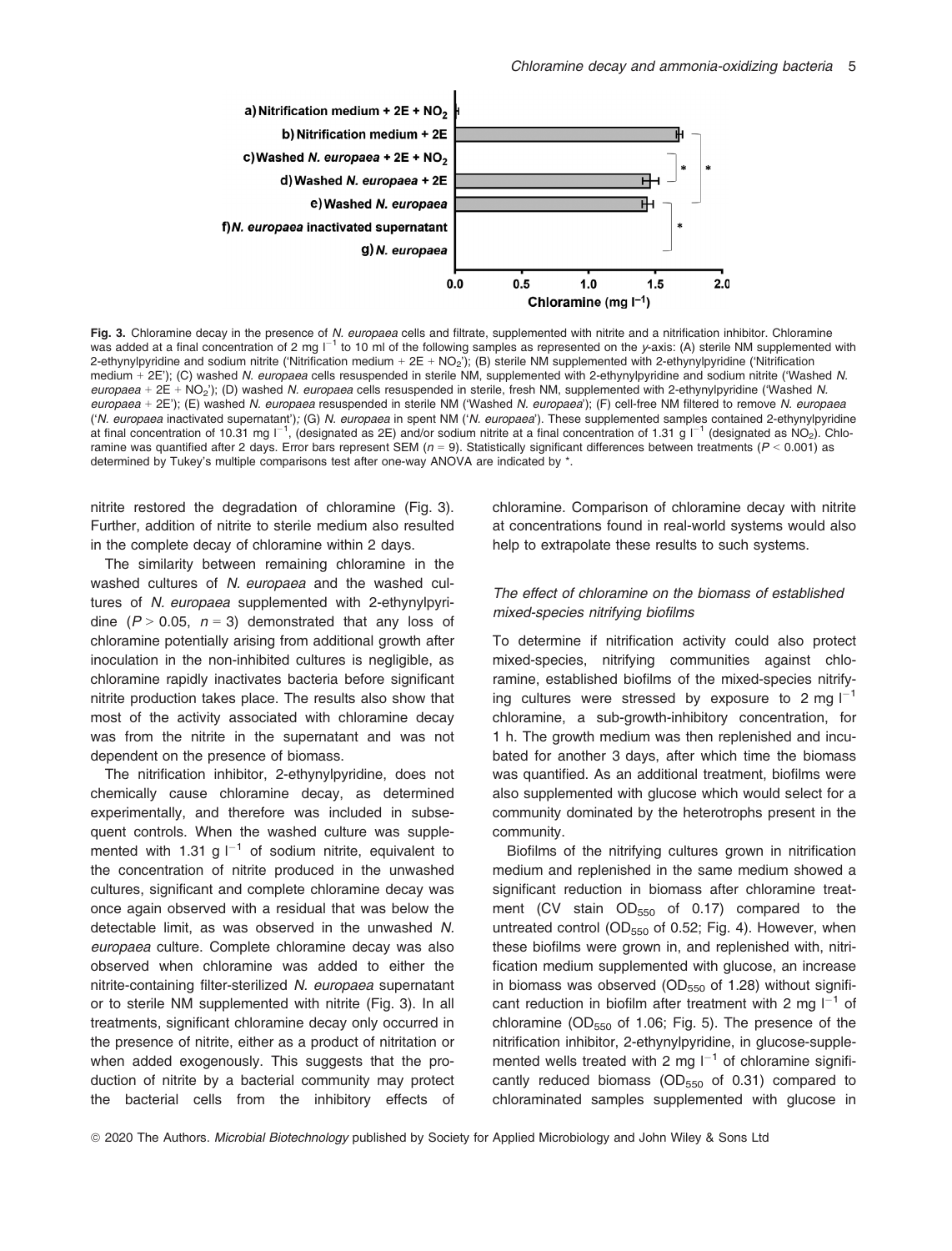**Fig. 3.** Chloramine decay in the presence of *N. europaea* cells and filtrate, supplemented with nitrite and a nitrification inhibitor. Chloramine was added at a final concentration of 2 mg $l^{-1}$ to 10 ml of the following samples as represented on the *y*-axis: (A) sterile NM supplemented with 2-ethynylpyridine and sodium nitrite ('Nitrification medium + 2E + $NO_2$'); (B) sterile NM supplemented with 2-ethynylpyridine ('Nitrification medium + 2E'); (C) washed *N. europaea* cells resuspended in sterile NM, supplemented with 2-ethynylpyridine and sodium nitrite ('Washed *N. europaea* + 2E + $NO_2$'); (D) washed *N. europaea* cells resuspended in sterile, fresh NM, supplemented with 2-ethynylpyridine ('Washed *N. europaea* + 2E'); (E) washed *N. europaea* resuspended in sterile NM ('Washed *N. europaea*'); (F) cell-free NM filtered to remove *N. europaea* ('*N. europaea* inactivated supernatant'); (G) *N. europaea* in spent NM ('*N. europaea*'). These supplemented samples contained 2-ethynylpyridine at final concentration of 10.31 mg $l^{-1}$, (designated as 2E) and/or sodium nitrite at a final concentration of 1.31 g $l^{-1}$ (designated as $NO_2$). Chloramine was quantified after 2 days. Error bars represent SEM ($n = 9$). Statistically significant differences between treatments ($P < 0.001$) as determined by Tukey's multiple comparisons test after one-way ANOVA are indicated by *.

nitrite restored the degradation of chloramine (Fig. 3). Further, addition of nitrite to sterile medium also resulted in the complete decay of chloramine within 2 days.

The similarity between remaining chloramine in the washed cultures of *N. europaea* and the washed cultures of *N. europaea* supplemented with 2-ethynylpyridine ($P > 0.05$, $n = 3$) demonstrated that any loss of chloramine potentially arising from additional growth after inoculation in the non-inhibited cultures is negligible, as chloramine rapidly inactivates bacteria before significant nitrite production takes place. The results also show that most of the activity associated with chloramine decay was from the nitrite in the supernatant and was not dependent on the presence of biomass.

The nitrification inhibitor, 2-ethynylpyridine, does not chemically cause chloramine decay, as determined experimentally, and therefore was included in subsequent controls. When the washed culture was supplemented with 1.31 g $l^{-1}$ of sodium nitrite, equivalent to the concentration of nitrite produced in the unwashed cultures, significant and complete chloramine decay was once again observed with a residual that was below the detectable limit, as was observed in the unwashed *N. europaea* culture. Complete chloramine decay was also observed when chloramine was added to either the nitrite-containing filter-sterilized *N. europaea* supernatant or to sterile NM supplemented with nitrite (Fig. 3). In all treatments, significant chloramine decay only occurred in the presence of nitrite, either as a product of nitritation or when added exogenously. This suggests that the production of nitrite by a bacterial community may protect the bacterial cells from the inhibitory effects of chloramine. Comparison of chloramine decay with nitrite at concentrations found in real-world systems would also help to extrapolate these results to such systems.

### *The effect of chloramine on the biomass of established mixed-species nitrifying biofilms*

To determine if nitrification activity could also protect mixed-species, nitrifying communities against chloramine, established biofilms of the mixed-species nitrifying cultures were stressed by exposure to 2 mg $l^{-1}$ chloramine, a sub-growth-inhibitory concentration, for 1 h. The growth medium was then replenished and incubated for another 3 days, after which time the biomass was quantified. As an additional treatment, biofilms were also supplemented with glucose which would select for a community dominated by the heterotrophs present in the community.

Biofilms of the nitrifying cultures grown in nitrification medium and replenished in the same medium showed a significant reduction in biomass after chloramine treatment (CV stain $OD_{550}$ of 0.17) compared to the untreated control ($OD_{550}$ of 0.52; Fig. 4). However, when these biofilms were grown in, and replenished with, nitrification medium supplemented with glucose, an increase in biomass was observed ($OD_{550}$ of 1.28) without significant reduction in biofilm after treatment with 2 mg $l^{-1}$ of chloramine ($OD_{550}$ of 1.06; Fig. 5). The presence of the nitrification inhibitor, 2-ethynylpyridine, in glucose-supplemented wells treated with 2 mg $l^{-1}$ of chloramine significantly reduced biomass ($OD_{550}$ of 0.31) compared to chloraminated samples supplemented with glucose in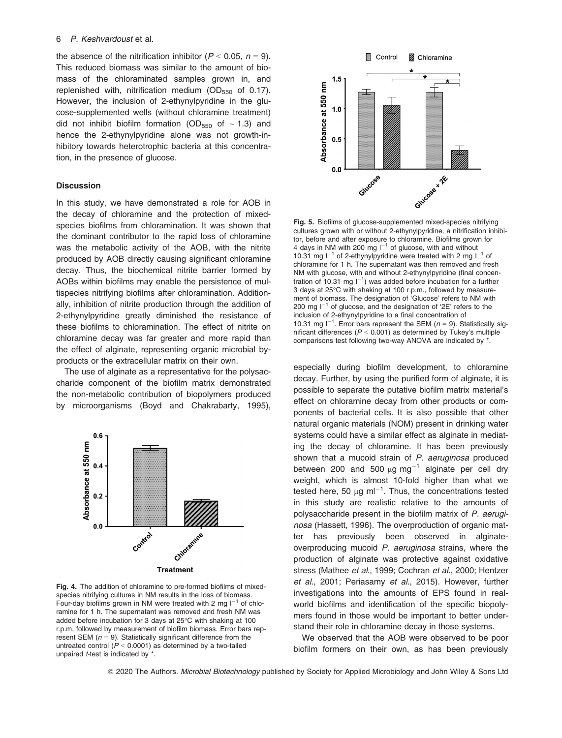the absence of the nitrification inhibitor ($P < 0.05$, $n = 9$). This reduced biomass was similar to the amount of biomass of the chloraminated samples grown in, and replenished with, nitrification medium ($OD_{550}$ of 0.17). However, the inclusion of 2-ethynylpyridine in the glucose-supplemented wells (without chloramine treatment) did not inhibit biofilm formation ($OD_{550}$ of ~1.3) and hence the 2-ethynylpyridine alone was not growth-inhibitory towards heterotrophic bacteria at this concentration, in the presence of glucose.

## Discussion

In this study, we have demonstrated a role for AOB in the decay of chloramine and the protection of mixed-species biofilms from chloramination. It was shown that the dominant contributor to the rapid loss of chloramine was the metabolic activity of the AOB, with the nitrite produced by AOB directly causing significant chloramine decay. Thus, the biochemical nitrite barrier formed by AOBs within biofilms may enable the persistence of multispecies nitrifying biofilms after chloramination. Additionally, inhibition of nitrite production through the addition of 2-ethynylpyridine greatly diminished the resistance of these biofilms to chloramination. The effect of nitrite on chloramine decay was far greater and more rapid than the effect of alginate, representing organic microbial by-products or the extracellular matrix on their own.

The use of alginate as a representative for the polysaccharide component of the biofilm matrix demonstrated the non-metabolic contribution of biopolymers produced by microorganisms (Boyd and Chakrabarty, 1995), especially during biofilm development, to chloramine decay. Further, by using the purified form of alginate, it is possible to separate the putative biofilm matrix material's effect on chloramine decay from other products or components of bacterial cells. It is also possible that other natural organic materials (NOM) present in drinking water systems could have a similar effect as alginate in mediating the decay of chloramine. It has been previously shown that a mucoid strain of *P. aeruginosa* produced between 200 and 500 μg mg$^{-1}$ alginate per cell dry weight, which is almost 10-fold higher than what we tested here, 50 μg ml$^{-1}$. Thus, the concentrations tested in this study are realistic relative to the amounts of polysaccharide present in the biofilm matrix of *P. aeruginosa* (Hassett, 1996). The overproduction of organic matter has previously been observed in alginate-overproducing mucoid *P. aeruginosa* strains, where the production of alginate was protective against oxidative stress (Mathee *et al.*, 1999; Cochran *et al.*, 2000; Hentzer *et al.*, 2001; Periasamy *et al.*, 2015). However, further investigations into the amounts of EPS found in real-world biofilms and identification of the specific biopolymers found in those would be important to better understand their role in chloramine decay in those systems.

We observed that the AOB were observed to be poor biofilm formers on their own, as has been previously

**Fig. 4.** The addition of chloramine to pre-formed biofilms of mixed-species nitrifying cultures in NM results in the loss of biomass. Four-day biofilms grown in NM were treated with 2 mg l$^{-1}$ of chloramine for 1 h. The supernatant was removed and fresh NM was added before incubation for 3 days at 25°C with shaking at 100 r.p.m, followed by measurement of biofilm biomass. Error bars represent SEM ($n = 9$). Statistically significant difference from the untreated control ($P < 0.0001$) as determined by a two-tailed unpaired *t*-test is indicated by *.

**Fig. 5.** Biofilms of glucose-supplemented mixed-species nitrifying cultures grown with or without 2-ethynylpyridine, a nitrification inhibitor, before and after exposure to chloramine. Biofilms grown for 4 days in NM with 200 mg l$^{-1}$ of glucose, with and without 10.31 mg l$^{-1}$ of 2-ethynylpyridine were treated with 2 mg l$^{-1}$ of chloramine for 1 h. The supernatant was then removed and fresh NM with glucose, with and without 2-ethynylpyridine (final concentration of 10.31 mg l$^{-1}$) was added before incubation for a further 3 days at 25°C with shaking at 100 r.p.m., followed by measurement of biomass. The designation of 'Glucose' refers to NM with 200 mg l$^{-1}$ of glucose, and the designation of '2E' refers to the inclusion of 2-ethynylpyridine to a final concentration of 10.31 mg l$^{-1}$. Error bars represent the SEM ($n = 9$). Statistically significant differences ($P < 0.001$) as determined by Tukey's multiple comparisons test following two-way ANOVA are indicated by *.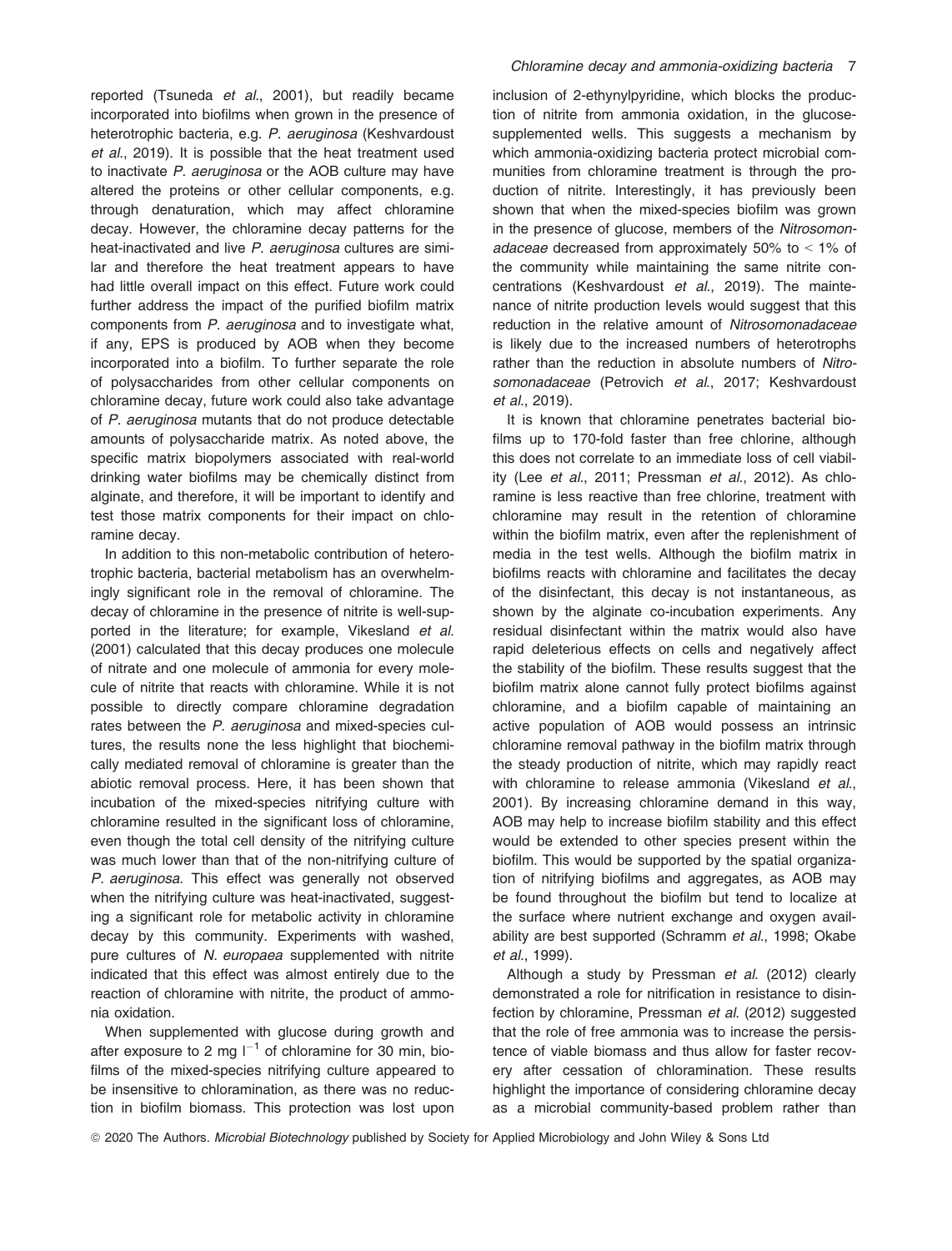reported (Tsuneda *et al*., 2001), but readily became incorporated into biofilms when grown in the presence of heterotrophic bacteria, e.g. *P. aeruginosa* (Keshvardoust *et al*., 2019). It is possible that the heat treatment used to inactivate *P. aeruginosa* or the AOB culture may have altered the proteins or other cellular components, e.g. through denaturation, which may affect chloramine decay. However, the chloramine decay patterns for the heat-inactivated and live *P. aeruginosa* cultures are similar and therefore the heat treatment appears to have had little overall impact on this effect. Future work could further address the impact of the purified biofilm matrix components from *P. aeruginosa* and to investigate what, if any, EPS is produced by AOB when they become incorporated into a biofilm. To further separate the role of polysaccharides from other cellular components on chloramine decay, future work could also take advantage of *P. aeruginosa* mutants that do not produce detectable amounts of polysaccharide matrix. As noted above, the specific matrix biopolymers associated with real-world drinking water biofilms may be chemically distinct from alginate, and therefore, it will be important to identify and test those matrix components for their impact on chloramine decay.

In addition to this non-metabolic contribution of heterotrophic bacteria, bacterial metabolism has an overwhelmingly significant role in the removal of chloramine. The decay of chloramine in the presence of nitrite is well-supported in the literature; for example, Vikesland *et al*. (2001) calculated that this decay produces one molecule of nitrate and one molecule of ammonia for every molecule of nitrite that reacts with chloramine. While it is not possible to directly compare chloramine degradation rates between the *P. aeruginosa* and mixed-species cultures, the results none the less highlight that biochemically mediated removal of chloramine is greater than the abiotic removal process. Here, it has been shown that incubation of the mixed-species nitrifying culture with chloramine resulted in the significant loss of chloramine, even though the total cell density of the nitrifying culture was much lower than that of the non-nitrifying culture of *P. aeruginosa*. This effect was generally not observed when the nitrifying culture was heat-inactivated, suggesting a significant role for metabolic activity in chloramine decay by this community. Experiments with washed, pure cultures of *N. europaea* supplemented with nitrite indicated that this effect was almost entirely due to the reaction of chloramine with nitrite, the product of ammonia oxidation.

When supplemented with glucose during growth and after exposure to 2 mg $l^{-1}$ of chloramine for 30 min, biofilms of the mixed-species nitrifying culture appeared to be insensitive to chloramination, as there was no reduction in biofilm biomass. This protection was lost upon inclusion of 2-ethynylpyridine, which blocks the production of nitrite from ammonia oxidation, in the glucose-supplemented wells. This suggests a mechanism by which ammonia-oxidizing bacteria protect microbial communities from chloramine treatment is through the production of nitrite. Interestingly, it has previously been shown that when the mixed-species biofilm was grown in the presence of glucose, members of the *Nitrosomonadaceae* decreased from approximately 50% to < 1% of the community while maintaining the same nitrite concentrations (Keshvardoust *et al*., 2019). The maintenance of nitrite production levels would suggest that this reduction in the relative amount of *Nitrosomonadaceae* is likely due to the increased numbers of heterotrophs rather than the reduction in absolute numbers of *Nitrosomonadaceae* (Petrovich *et al*., 2017; Keshvardoust *et al*., 2019).

It is known that chloramine penetrates bacterial biofilms up to 170-fold faster than free chlorine, although this does not correlate to an immediate loss of cell viability (Lee *et al*., 2011; Pressman *et al*., 2012). As chloramine is less reactive than free chlorine, treatment with chloramine may result in the retention of chloramine within the biofilm matrix, even after the replenishment of media in the test wells. Although the biofilm matrix in biofilms reacts with chloramine and facilitates the decay of the disinfectant, this decay is not instantaneous, as shown by the alginate co-incubation experiments. Any residual disinfectant within the matrix would also have rapid deleterious effects on cells and negatively affect the stability of the biofilm. These results suggest that the biofilm matrix alone cannot fully protect biofilms against chloramine, and a biofilm capable of maintaining an active population of AOB would possess an intrinsic chloramine removal pathway in the biofilm matrix through the steady production of nitrite, which may rapidly react with chloramine to release ammonia (Vikesland *et al*., 2001). By increasing chloramine demand in this way, AOB may help to increase biofilm stability and this effect would be extended to other species present within the biofilm. This would be supported by the spatial organization of nitrifying biofilms and aggregates, as AOB may be found throughout the biofilm but tend to localize at the surface where nutrient exchange and oxygen availability are best supported (Schramm *et al*., 1998; Okabe *et al*., 1999).

Although a study by Pressman *et al*. (2012) clearly demonstrated a role for nitrification in resistance to disinfection by chloramine, Pressman *et al*. (2012) suggested that the role of free ammonia was to increase the persistence of viable biomass and thus allow for faster recovery after cessation of chloramination. These results highlight the importance of considering chloramine decay as a microbial community-based problem rather than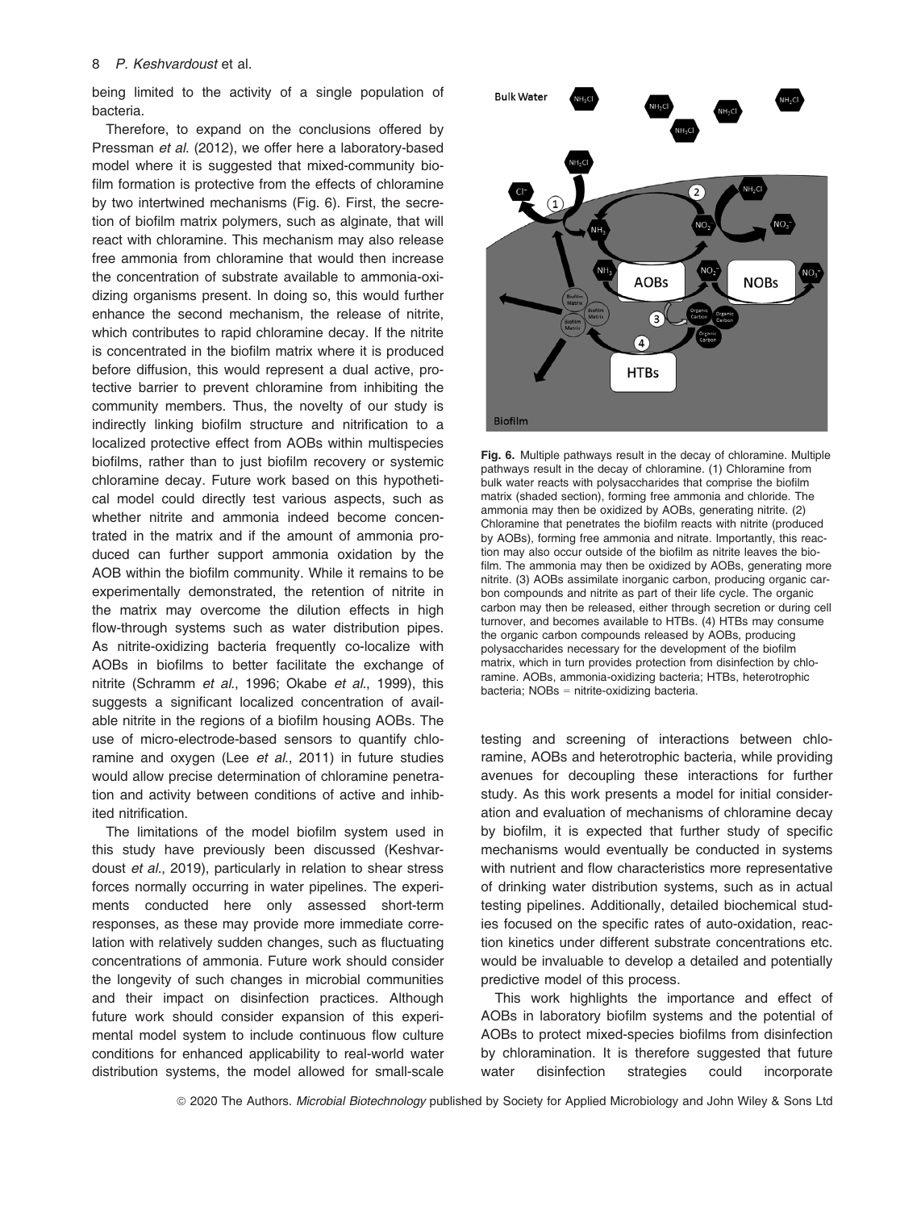being limited to the activity of a single population of bacteria.

Therefore, to expand on the conclusions offered by Pressman *et al*. (2012), we offer here a laboratory-based model where it is suggested that mixed-community biofilm formation is protective from the effects of chloramine by two intertwined mechanisms (Fig. 6). First, the secretion of biofilm matrix polymers, such as alginate, that will react with chloramine. This mechanism may also release free ammonia from chloramine that would then increase the concentration of substrate available to ammonia-oxidizing organisms present. In doing so, this would further enhance the second mechanism, the release of nitrite, which contributes to rapid chloramine decay. If the nitrite is concentrated in the biofilm matrix where it is produced before diffusion, this would represent a dual active, protective barrier to prevent chloramine from inhibiting the community members. Thus, the novelty of our study is indirectly linking biofilm structure and nitrification to a localized protective effect from AOBs within multispecies biofilms, rather than to just biofilm recovery or systemic chloramine decay. Future work based on this hypothetical model could directly test various aspects, such as whether nitrite and ammonia indeed become concentrated in the matrix and if the amount of ammonia produced can further support ammonia oxidation by the AOB within the biofilm community. While it remains to be experimentally demonstrated, the retention of nitrite in the matrix may overcome the dilution effects in high flow-through systems such as water distribution pipes. As nitrite-oxidizing bacteria frequently co-localize with AOBs in biofilms to better facilitate the exchange of nitrite (Schramm *et al*., 1996; Okabe *et al*., 1999), this suggests a significant localized concentration of available nitrite in the regions of a biofilm housing AOBs. The use of micro-electrode-based sensors to quantify chloramine and oxygen (Lee *et al*., 2011) in future studies would allow precise determination of chloramine penetration and activity between conditions of active and inhibited nitrification.

The limitations of the model biofilm system used in this study have previously been discussed (Keshvardoust *et al*., 2019), particularly in relation to shear stress forces normally occurring in water pipelines. The experiments conducted here only assessed short-term responses, as these may provide more immediate correlation with relatively sudden changes, such as fluctuating concentrations of ammonia. Future work should consider the longevity of such changes in microbial communities and their impact on disinfection practices. Although future work should consider expansion of this experimental model system to include continuous flow culture conditions for enhanced applicability to real-world water distribution systems, the model allowed for small-scale testing and screening of interactions between chloramine, AOBs and heterotrophic bacteria, while providing avenues for decoupling these interactions for further study. As this work presents a model for initial consideration and evaluation of mechanisms of chloramine decay by biofilm, it is expected that further study of specific mechanisms would eventually be conducted in systems with nutrient and flow characteristics more representative of drinking water distribution systems, such as in actual testing pipelines. Additionally, detailed biochemical studies focused on the specific rates of auto-oxidation, reaction kinetics under different substrate concentrations etc. would be invaluable to develop a detailed and potentially predictive model of this process.

**Fig. 6.** Multiple pathways result in the decay of chloramine. Multiple pathways result in the decay of chloramine. (1) Chloramine from bulk water reacts with polysaccharides that comprise the biofilm matrix (shaded section), forming free ammonia and chloride. The ammonia may then be oxidized by AOBs, generating nitrite. (2) Chloramine that penetrates the biofilm reacts with nitrite (produced by AOBs), forming free ammonia and nitrate. Importantly, this reaction may also occur outside of the biofilm as nitrite leaves the biofilm. The ammonia may then be oxidized by AOBs, generating more nitrite. (3) AOBs assimilate inorganic carbon, producing organic carbon compounds and nitrite as part of their life cycle. The organic carbon may then be released, either through secretion or during cell turnover, and becomes available to HTBs. (4) HTBs may consume the organic carbon compounds released by AOBs, producing polysaccharides necessary for the development of the biofilm matrix, which in turn provides protection from disinfection by chloramine. AOBs, ammonia-oxidizing bacteria; HTBs, heterotrophic bacteria; NOBs = nitrite-oxidizing bacteria.

This work highlights the importance and effect of AOBs in laboratory biofilm systems and the potential of AOBs to protect mixed-species biofilms from disinfection by chloramination. It is therefore suggested that future water disinfection strategies could incorporate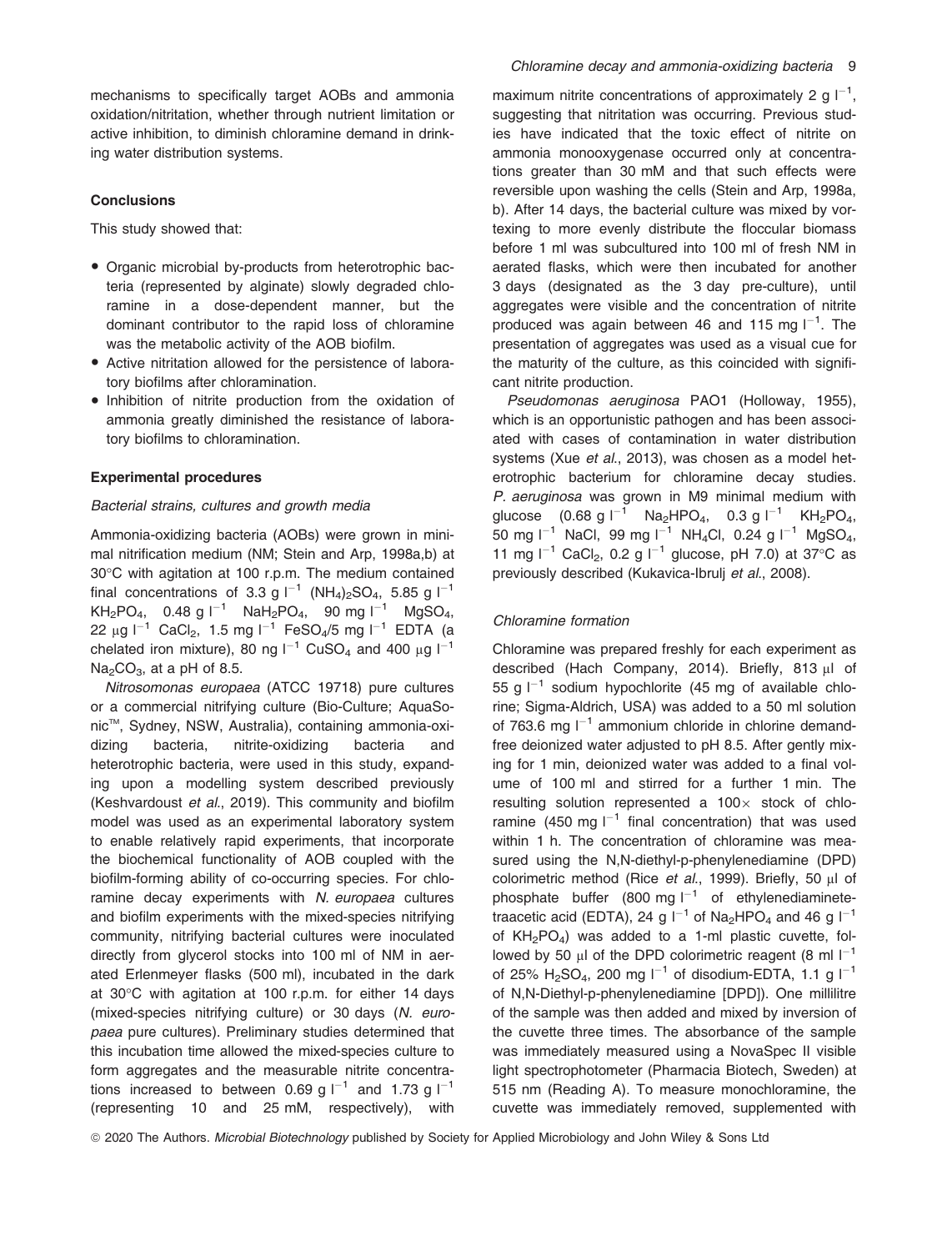mechanisms to specifically target AOBs and ammonia oxidation/nitritation, whether through nutrient limitation or active inhibition, to diminish chloramine demand in drinking water distribution systems.

## Conclusions

This study showed that:

- Organic microbial by-products from heterotrophic bacteria (represented by alginate) slowly degraded chloramine in a dose-dependent manner, but the dominant contributor to the rapid loss of chloramine was the metabolic activity of the AOB biofilm.
- Active nitritation allowed for the persistence of laboratory biofilms after chloramination.
- Inhibition of nitrite production from the oxidation of ammonia greatly diminished the resistance of laboratory biofilms to chloramination.

## Experimental procedures

### *Bacterial strains, cultures and growth media*

Ammonia-oxidizing bacteria (AOBs) were grown in minimal nitrification medium (NM; Stein and Arp, 1998a,b) at 30°C with agitation at 100 r.p.m. The medium contained final concentrations of 3.3 g $l^{-1}$ $(NH_4)_2SO_4$, 5.85 g $l^{-1}$ $KH_2PO_4$, 0.48 g $l^{-1}$ $NaH_2PO_4$, 90 mg $l^{-1}$ $MgSO_4$, 22 μg $l^{-1}$ $CaCl_2$, 1.5 mg $l^{-1}$ $FeSO_4$/5 mg $l^{-1}$ EDTA (a chelated iron mixture), 80 ng $l^{-1}$ $CuSO_4$ and 400 μg $l^{-1}$ $Na_2CO_3$, at a pH of 8.5.

*Nitrosomonas europaea* (ATCC 19718) pure cultures or a commercial nitrifying culture (Bio-Culture; AquaSonic™, Sydney, NSW, Australia), containing ammonia-oxidizing bacteria, nitrite-oxidizing bacteria and heterotrophic bacteria, were used in this study, expanding upon a modelling system described previously (Keshvardoust *et al*., 2019). This community and biofilm model was used as an experimental laboratory system to enable relatively rapid experiments, that incorporate the biochemical functionality of AOB coupled with the biofilm-forming ability of co-occurring species. For chloramine decay experiments with *N. europaea* cultures and biofilm experiments with the mixed-species nitrifying community, nitrifying bacterial cultures were inoculated directly from glycerol stocks into 100 ml of NM in aerated Erlenmeyer flasks (500 ml), incubated in the dark at 30°C with agitation at 100 r.p.m. for either 14 days (mixed-species nitrifying culture) or 30 days (*N. europaea* pure cultures). Preliminary studies determined that this incubation time allowed the mixed-species culture to form aggregates and the measurable nitrite concentrations increased to between 0.69 g $l^{-1}$ and 1.73 g $l^{-1}$ (representing 10 and 25 mM, respectively), with maximum nitrite concentrations of approximately 2 g $l^{-1}$, suggesting that nitritation was occurring. Previous studies have indicated that the toxic effect of nitrite on ammonia monooxygenase occurred only at concentrations greater than 30 mM and that such effects were reversible upon washing the cells (Stein and Arp, 1998a, b). After 14 days, the bacterial culture was mixed by vortexing to more evenly distribute the floccular biomass before 1 ml was subcultured into 100 ml of fresh NM in aerated flasks, which were then incubated for another 3 days (designated as the 3 day pre-culture), until aggregates were visible and the concentration of nitrite produced was again between 46 and 115 mg $l^{-1}$. The presentation of aggregates was used as a visual cue for the maturity of the culture, as this coincided with significant nitrite production.

*Pseudomonas aeruginosa* PAO1 (Holloway, 1955), which is an opportunistic pathogen and has been associated with cases of contamination in water distribution systems (Xue *et al*., 2013), was chosen as a model heterotrophic bacterium for chloramine decay studies. *P. aeruginosa* was grown in M9 minimal medium with glucose (0.68 g $l^{-1}$ $Na_2HPO_4$, 0.3 g $l^{-1}$ $KH_2PO_4$, 50 mg $l^{-1}$ NaCl, 99 mg $l^{-1}$ $NH_4Cl$, 0.24 g $l^{-1}$ $MgSO_4$, 11 mg $l^{-1}$ $CaCl_2$, 0.2 g $l^{-1}$ glucose, pH 7.0) at 37°C as previously described (Kukavica-Ibrulj *et al*., 2008).

### *Chloramine formation*

Chloramine was prepared freshly for each experiment as described (Hach Company, 2014). Briefly, 813 μl of 55 g $l^{-1}$ sodium hypochlorite (45 mg of available chlorine; Sigma-Aldrich, USA) was added to a 50 ml solution of 763.6 mg $l^{-1}$ ammonium chloride in chlorine demand-free deionized water adjusted to pH 8.5. After gently mixing for 1 min, deionized water was added to a final volume of 100 ml and stirred for a further 1 min. The resulting solution represented a 100× stock of chloramine (450 mg $l^{-1}$ final concentration) that was used within 1 h. The concentration of chloramine was measured using the N,N-diethyl-p-phenylenediamine (DPD) colorimetric method (Rice *et al*., 1999). Briefly, 50 μl of phosphate buffer (800 mg $l^{-1}$ of ethylenediaminetetraacetic acid (EDTA), 24 g $l^{-1}$ of $Na_2HPO_4$ and 46 g $l^{-1}$ of $KH_2PO_4$) was added to a 1-ml plastic cuvette, followed by 50 μl of the DPD colorimetric reagent (8 ml $l^{-1}$ of 25% $H_2SO_4$, 200 mg $l^{-1}$ of disodium-EDTA, 1.1 g $l^{-1}$ of N,N-Diethyl-p-phenylenediamine [DPD]). One millilitre of the sample was then added and mixed by inversion of the cuvette three times. The absorbance of the sample was immediately measured using a NovaSpec II visible light spectrophotometer (Pharmacia Biotech, Sweden) at 515 nm (Reading A). To measure monochloramine, the cuvette was immediately removed, supplemented with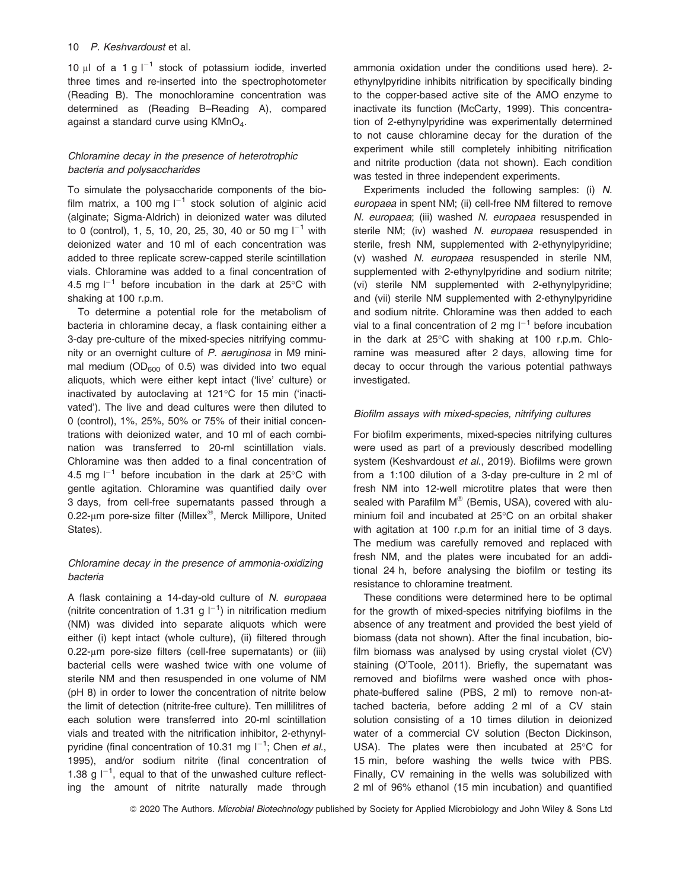10 μl of a 1 g $l^{-1}$ stock of potassium iodide, inverted three times and re-inserted into the spectrophotometer (Reading B). The monochloramine concentration was determined as (Reading B–Reading A), compared against a standard curve using $KMnO_4$.

### *Chloramine decay in the presence of heterotrophic bacteria and polysaccharides*

To simulate the polysaccharide components of the biofilm matrix, a 100 mg $l^{-1}$ stock solution of alginic acid (alginate; Sigma-Aldrich) in deionized water was diluted to 0 (control), 1, 5, 10, 20, 25, 30, 40 or 50 mg $l^{-1}$ with deionized water and 10 ml of each concentration was added to three replicate screw-capped sterile scintillation vials. Chloramine was added to a final concentration of 4.5 mg $l^{-1}$ before incubation in the dark at 25°C with shaking at 100 r.p.m.

To determine a potential role for the metabolism of bacteria in chloramine decay, a flask containing either a 3-day pre-culture of the mixed-species nitrifying community or an overnight culture of *P. aeruginosa* in M9 minimal medium ($OD_{600}$ of 0.5) was divided into two equal aliquots, which were either kept intact ('live' culture) or inactivated by autoclaving at 121°C for 15 min ('inactivated'). The live and dead cultures were then diluted to 0 (control), 1%, 25%, 50% or 75% of their initial concentrations with deionized water, and 10 ml of each combination was transferred to 20-ml scintillation vials. Chloramine was then added to a final concentration of 4.5 mg $l^{-1}$ before incubation in the dark at 25°C with gentle agitation. Chloramine was quantified daily over 3 days, from cell-free supernatants passed through a 0.22-μm pore-size filter (Millex®, Merck Millipore, United States).

### *Chloramine decay in the presence of ammonia-oxidizing bacteria*

A flask containing a 14-day-old culture of *N. europaea* (nitrite concentration of 1.31 g $l^{-1}$) in nitrification medium (NM) was divided into separate aliquots which were either (i) kept intact (whole culture), (ii) filtered through 0.22-μm pore-size filters (cell-free supernatants) or (iii) bacterial cells were washed twice with one volume of sterile NM and then resuspended in one volume of NM (pH 8) in order to lower the concentration of nitrite below the limit of detection (nitrite-free culture). Ten millilitres of each solution were transferred into 20-ml scintillation vials and treated with the nitrification inhibitor, 2-ethynylpyridine (final concentration of 10.31 mg $l^{-1}$; Chen *et al.*, 1995), and/or sodium nitrite (final concentration of 1.38 g $l^{-1}$, equal to that of the unwashed culture reflecting the amount of nitrite naturally made through ammonia oxidation under the conditions used here). 2-ethynylpyridine inhibits nitrification by specifically binding to the copper-based active site of the AMO enzyme to inactivate its function (McCarty, 1999). This concentration of 2-ethynylpyridine was experimentally determined to not cause chloramine decay for the duration of the experiment while still completely inhibiting nitrification and nitrite production (data not shown). Each condition was tested in three independent experiments.

Experiments included the following samples: (i) *N. europaea* in spent NM; (ii) cell-free NM filtered to remove *N. europaea*; (iii) washed *N. europaea* resuspended in sterile NM; (iv) washed *N. europaea* resuspended in sterile, fresh NM, supplemented with 2-ethynylpyridine; (v) washed *N. europaea* resuspended in sterile NM, supplemented with 2-ethynylpyridine and sodium nitrite; (vi) sterile NM supplemented with 2-ethynylpyridine; and (vii) sterile NM supplemented with 2-ethynylpyridine and sodium nitrite. Chloramine was then added to each vial to a final concentration of 2 mg $l^{-1}$ before incubation in the dark at 25°C with shaking at 100 r.p.m. Chloramine was measured after 2 days, allowing time for decay to occur through the various potential pathways investigated.

### *Biofilm assays with mixed-species, nitrifying cultures*

For biofilm experiments, mixed-species nitrifying cultures were used as part of a previously described modelling system (Keshvardoust *et al.*, 2019). Biofilms were grown from a 1:100 dilution of a 3-day pre-culture in 2 ml of fresh NM into 12-well microtitre plates that were then sealed with Parafilm M® (Bemis, USA), covered with aluminium foil and incubated at 25°C on an orbital shaker with agitation at 100 r.p.m for an initial time of 3 days. The medium was carefully removed and replaced with fresh NM, and the plates were incubated for an additional 24 h, before analysing the biofilm or testing its resistance to chloramine treatment.

These conditions were determined here to be optimal for the growth of mixed-species nitrifying biofilms in the absence of any treatment and provided the best yield of biomass (data not shown). After the final incubation, biofilm biomass was analysed by using crystal violet (CV) staining (O'Toole, 2011). Briefly, the supernatant was removed and biofilms were washed once with phosphate-buffered saline (PBS, 2 ml) to remove non-attached bacteria, before adding 2 ml of a CV stain solution consisting of a 10 times dilution in deionized water of a commercial CV solution (Becton Dickinson, USA). The plates were then incubated at 25°C for 15 min, before washing the wells twice with PBS. Finally, CV remaining in the wells was solubilized with 2 ml of 96% ethanol (15 min incubation) and quantified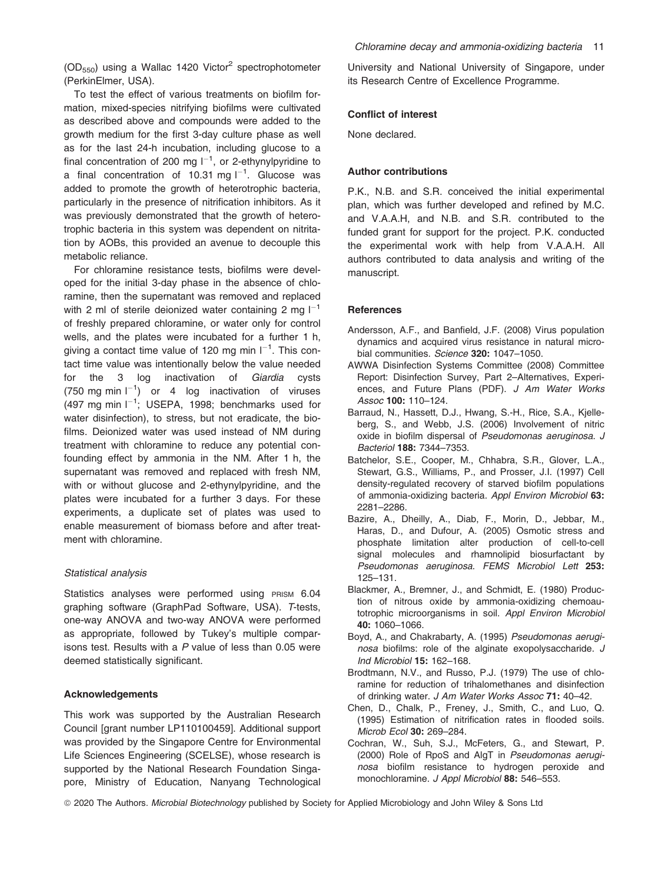($OD_{550}$) using a Wallac 1420 Victor$^2$ spectrophotometer (PerkinElmer, USA).

To test the effect of various treatments on biofilm formation, mixed-species nitrifying biofilms were cultivated as described above and compounds were added to the growth medium for the first 3-day culture phase as well as for the last 24-h incubation, including glucose to a final concentration of 200 mg $l^{-1}$, or 2-ethynylpyridine to a final concentration of 10.31 mg $l^{-1}$. Glucose was added to promote the growth of heterotrophic bacteria, particularly in the presence of nitrification inhibitors. As it was previously demonstrated that the growth of heterotrophic bacteria in this system was dependent on nitritation by AOBs, this provided an avenue to decouple this metabolic reliance.

For chloramine resistance tests, biofilms were developed for the initial 3-day phase in the absence of chloramine, then the supernatant was removed and replaced with 2 ml of sterile deionized water containing 2 mg $l^{-1}$ of freshly prepared chloramine, or water only for control wells, and the plates were incubated for a further 1 h, giving a contact time value of 120 mg min $l^{-1}$. This contact time value was intentionally below the value needed for the 3 log inactivation of *Giardia* cysts (750 mg min $l^{-1}$) or 4 log inactivation of viruses (497 mg min $l^{-1}$; USEPA, 1998; benchmarks used for water disinfection), to stress, but not eradicate, the biofilms. Deionized water was used instead of NM during treatment with chloramine to reduce any potential confounding effect by ammonia in the NM. After 1 h, the supernatant was removed and replaced with fresh NM, with or without glucose and 2-ethynylpyridine, and the plates were incubated for a further 3 days. For these experiments, a duplicate set of plates was used to enable measurement of biomass before and after treatment with chloramine.

### *Statistical analysis*

Statistics analyses were performed using PRISM 6.04 graphing software (GraphPad Software, USA). *T*-tests, one-way ANOVA and two-way ANOVA were performed as appropriate, followed by Tukey's multiple comparisons test. Results with a $P$ value of less than 0.05 were deemed statistically significant.

## Acknowledgements

This work was supported by the Australian Research Council [grant number LP110100459]. Additional support was provided by the Singapore Centre for Environmental Life Sciences Engineering (SCELSE), whose research is supported by the National Research Foundation Singapore, Ministry of Education, Nanyang Technological University and National University of Singapore, under its Research Centre of Excellence Programme.

## Conflict of interest

None declared.

## Author contributions

P.K., N.B. and S.R. conceived the initial experimental plan, which was further developed and refined by M.C. and V.A.A.H, and N.B. and S.R. contributed to the funded grant for support for the project. P.K. conducted the experimental work with help from V.A.A.H. All authors contributed to data analysis and writing of the manuscript.

## References

Andersson, A.F., and Banfield, J.F. (2008) Virus population dynamics and acquired virus resistance in natural microbial communities. *Science* **320:** 1047–1050.

AWWA Disinfection Systems Committee (2008) Committee Report: Disinfection Survey, Part 2–Alternatives, Experiences, and Future Plans (PDF). *J Am Water Works Assoc* **100:** 110–124.

Barraud, N., Hassett, D.J., Hwang, S.-H., Rice, S.A., Kjelleberg, S., and Webb, J.S. (2006) Involvement of nitric oxide in biofilm dispersal of *Pseudomonas aeruginosa*. *J Bacteriol* **188:** 7344–7353.

Batchelor, S.E., Cooper, M., Chhabra, S.R., Glover, L.A., Stewart, G.S., Williams, P., and Prosser, J.I. (1997) Cell density-regulated recovery of starved biofilm populations of ammonia-oxidizing bacteria. *Appl Environ Microbiol* **63:** 2281–2286.

Bazire, A., Dheilly, A., Diab, F., Morin, D., Jebbar, M., Haras, D., and Dufour, A. (2005) Osmotic stress and phosphate limitation alter production of cell-to-cell signal molecules and rhamnolipid biosurfactant by *Pseudomonas aeruginosa*. *FEMS Microbiol Lett* **253:** 125–131.

Blackmer, A., Bremner, J., and Schmidt, E. (1980) Production of nitrous oxide by ammonia-oxidizing chemoautotrophic microorganisms in soil. *Appl Environ Microbiol* **40:** 1060–1066.

Boyd, A., and Chakrabarty, A. (1995) *Pseudomonas aeruginosa* biofilms: role of the alginate exopolysaccharide. *J Ind Microbiol* **15:** 162–168.

Brodtmann, N.V., and Russo, P.J. (1979) The use of chloramine for reduction of trihalomethanes and disinfection of drinking water. *J Am Water Works Assoc* **71:** 40–42.

Chen, D., Chalk, P., Freney, J., Smith, C., and Luo, Q. (1995) Estimation of nitrification rates in flooded soils. *Microb Ecol* **30:** 269–284.

Cochran, W., Suh, S.J., McFeters, G., and Stewart, P. (2000) Role of RpoS and AlgT in *Pseudomonas aeruginosa* biofilm resistance to hydrogen peroxide and monochloramine. *J Appl Microbiol* **88:** 546–553.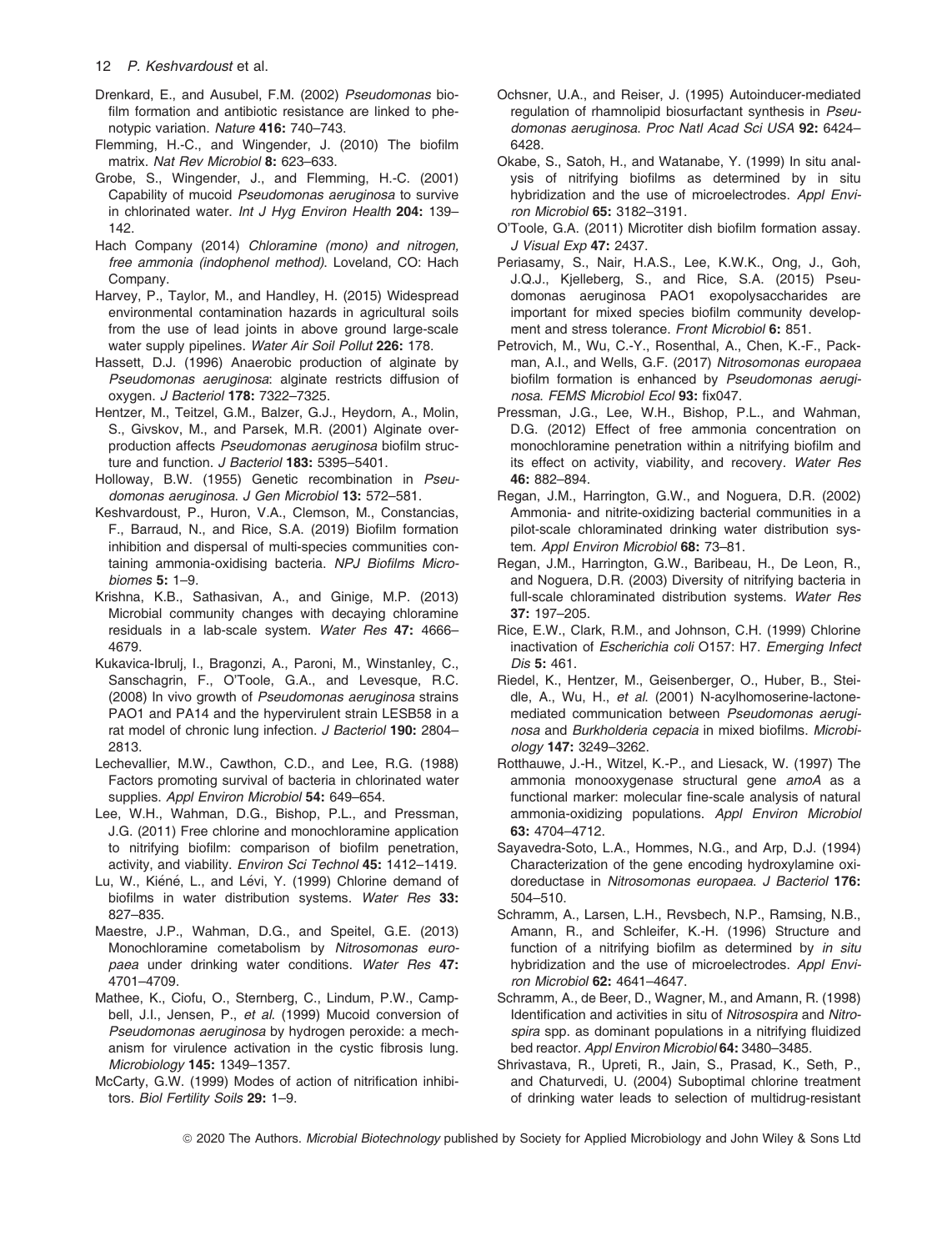Drenkard, E., and Ausubel, F.M. (2002) *Pseudomonas* biofilm formation and antibiotic resistance are linked to phenotypic variation. *Nature* **416:** 740–743.

Flemming, H.-C., and Wingender, J. (2010) The biofilm matrix. *Nat Rev Microbiol* **8:** 623–633.

Grobe, S., Wingender, J., and Flemming, H.-C. (2001) Capability of mucoid *Pseudomonas aeruginosa* to survive in chlorinated water. *Int J Hyg Environ Health* **204:** 139–142.

Hach Company (2014) *Chloramine (mono) and nitrogen, free ammonia (indophenol method)*. Loveland, CO: Hach Company.

Harvey, P., Taylor, M., and Handley, H. (2015) Widespread environmental contamination hazards in agricultural soils from the use of lead joints in above ground large-scale water supply pipelines. *Water Air Soil Pollut* **226:** 178.

Hassett, D.J. (1996) Anaerobic production of alginate by *Pseudomonas aeruginosa*: alginate restricts diffusion of oxygen. *J Bacteriol* **178:** 7322–7325.

Hentzer, M., Teitzel, G.M., Balzer, G.J., Heydorn, A., Molin, S., Givskov, M., and Parsek, M.R. (2001) Alginate overproduction affects *Pseudomonas aeruginosa* biofilm structure and function. *J Bacteriol* **183:** 5395–5401.

Holloway, B.W. (1955) Genetic recombination in *Pseudomonas aeruginosa*. *J Gen Microbiol* **13:** 572–581.

Keshvardoust, P., Huron, V.A., Clemson, M., Constancias, F., Barraud, N., and Rice, S.A. (2019) Biofilm formation inhibition and dispersal of multi-species communities containing ammonia-oxidising bacteria. *NPJ Biofilms Microbiomes* **5:** 1–9.

Krishna, K.B., Sathasivan, A., and Ginige, M.P. (2013) Microbial community changes with decaying chloramine residuals in a lab-scale system. *Water Res* **47:** 4666–4679.

Kukavica-Ibrulj, I., Bragonzi, A., Paroni, M., Winstanley, C., Sanschagrin, F., O'Toole, G.A., and Levesque, R.C. (2008) In vivo growth of *Pseudomonas aeruginosa* strains PAO1 and PA14 and the hypervirulent strain LESB58 in a rat model of chronic lung infection. *J Bacteriol* **190:** 2804–2813.

Lechevallier, M.W., Cawthon, C.D., and Lee, R.G. (1988) Factors promoting survival of bacteria in chlorinated water supplies. *Appl Environ Microbiol* **54:** 649–654.

Lee, W.H., Wahman, D.G., Bishop, P.L., and Pressman, J.G. (2011) Free chlorine and monochloramine application to nitrifying biofilm: comparison of biofilm penetration, activity, and viability. *Environ Sci Technol* **45:** 1412–1419.

Lu, W., Kiéné, L., and Lévi, Y. (1999) Chlorine demand of biofilms in water distribution systems. *Water Res* **33:** 827–835.

Maestre, J.P., Wahman, D.G., and Speitel, G.E. (2013) Monochloramine cometabolism by *Nitrosomonas europaea* under drinking water conditions. *Water Res* **47:** 4701–4709.

Mathee, K., Ciofu, O., Sternberg, C., Lindum, P.W., Campbell, J.I., Jensen, P., *et al.* (1999) Mucoid conversion of *Pseudomonas aeruginosa* by hydrogen peroxide: a mechanism for virulence activation in the cystic fibrosis lung. *Microbiology* **145:** 1349–1357.

McCarty, G.W. (1999) Modes of action of nitrification inhibitors. *Biol Fertility Soils* **29:** 1–9.

Ochsner, U.A., and Reiser, J. (1995) Autoinducer-mediated regulation of rhamnolipid biosurfactant synthesis in *Pseudomonas aeruginosa*. *Proc Natl Acad Sci USA* **92:** 6424–6428.

Okabe, S., Satoh, H., and Watanabe, Y. (1999) In situ analysis of nitrifying biofilms as determined by in situ hybridization and the use of microelectrodes. *Appl Environ Microbiol* **65:** 3182–3191.

O'Toole, G.A. (2011) Microtiter dish biofilm formation assay. *J Visual Exp* **47:** 2437.

Periasamy, S., Nair, H.A.S., Lee, K.W.K., Ong, J., Goh, J.Q.J., Kjelleberg, S., and Rice, S.A. (2015) Pseudomonas aeruginosa PAO1 exopolysaccharides are important for mixed species biofilm community development and stress tolerance. *Front Microbiol* **6:** 851.

Petrovich, M., Wu, C.-Y., Rosenthal, A., Chen, K.-F., Packman, A.I., and Wells, G.F. (2017) *Nitrosomonas europaea* biofilm formation is enhanced by *Pseudomonas aeruginosa*. *FEMS Microbiol Ecol* **93:** fix047.

Pressman, J.G., Lee, W.H., Bishop, P.L., and Wahman, D.G. (2012) Effect of free ammonia concentration on monochloramine penetration within a nitrifying biofilm and its effect on activity, viability, and recovery. *Water Res* **46:** 882–894.

Regan, J.M., Harrington, G.W., and Noguera, D.R. (2002) Ammonia- and nitrite-oxidizing bacterial communities in a pilot-scale chloraminated drinking water distribution system. *Appl Environ Microbiol* **68:** 73–81.

Regan, J.M., Harrington, G.W., Baribeau, H., De Leon, R., and Noguera, D.R. (2003) Diversity of nitrifying bacteria in full-scale chloraminated distribution systems. *Water Res* **37:** 197–205.

Rice, E.W., Clark, R.M., and Johnson, C.H. (1999) Chlorine inactivation of *Escherichia coli* O157: H7. *Emerging Infect Dis* **5:** 461.

Riedel, K., Hentzer, M., Geisenberger, O., Huber, B., Steidle, A., Wu, H., *et al.* (2001) N-acylhomoserine-lactone-mediated communication between *Pseudomonas aeruginosa* and *Burkholderia cepacia* in mixed biofilms. *Microbiology* **147:** 3249–3262.

Rotthauwe, J.-H., Witzel, K.-P., and Liesack, W. (1997) The ammonia monooxygenase structural gene *amoA* as a functional marker: molecular fine-scale analysis of natural ammonia-oxidizing populations. *Appl Environ Microbiol* **63:** 4704–4712.

Sayavedra-Soto, L.A., Hommes, N.G., and Arp, D.J. (1994) Characterization of the gene encoding hydroxylamine oxidoreductase in *Nitrosomonas europaea*. *J Bacteriol* **176:** 504–510.

Schramm, A., Larsen, L.H., Revsbech, N.P., Ramsing, N.B., Amann, R., and Schleifer, K.-H. (1996) Structure and function of a nitrifying biofilm as determined by *in situ* hybridization and the use of microelectrodes. *Appl Environ Microbiol* **62:** 4641–4647.

Schramm, A., de Beer, D., Wagner, M., and Amann, R. (1998) Identification and activities in situ of *Nitrosospira* and *Nitrospira* spp. as dominant populations in a nitrifying fluidized bed reactor. *Appl Environ Microbiol* **64:** 3480–3485.

Shrivastava, R., Upreti, R., Jain, S., Prasad, K., Seth, P., and Chaturvedi, U. (2004) Suboptimal chlorine treatment of drinking water leads to selection of multidrug-resistant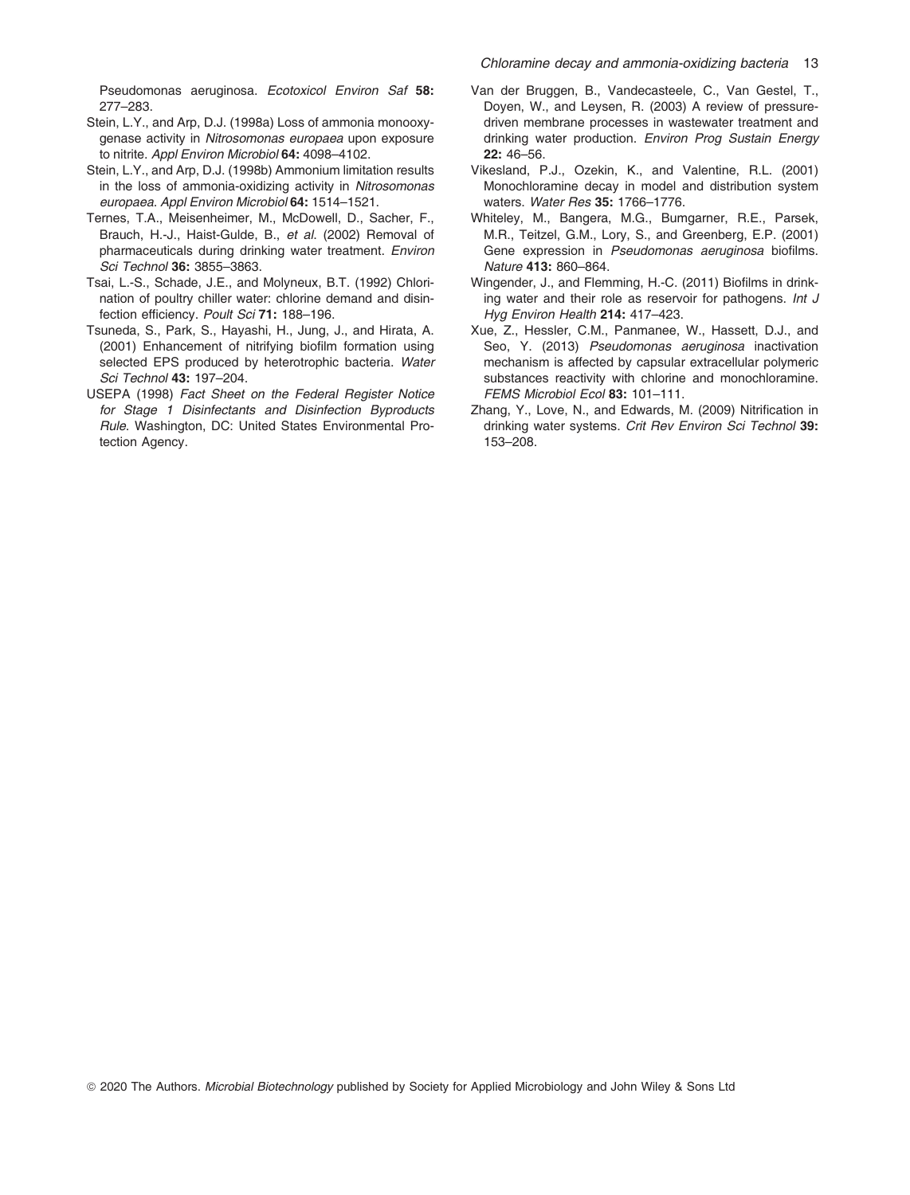Pseudomonas aeruginosa. *Ecotoxicol Environ Saf* **58:** 277–283.

Stein, L.Y., and Arp, D.J. (1998a) Loss of ammonia monooxygenase activity in *Nitrosomonas europaea* upon exposure to nitrite. *Appl Environ Microbiol* **64:** 4098–4102.

Stein, L.Y., and Arp, D.J. (1998b) Ammonium limitation results in the loss of ammonia-oxidizing activity in *Nitrosomonas europaea*. *Appl Environ Microbiol* **64:** 1514–1521.

Ternes, T.A., Meisenheimer, M., McDowell, D., Sacher, F., Brauch, H.-J., Haist-Gulde, B., *et al*. (2002) Removal of pharmaceuticals during drinking water treatment. *Environ Sci Technol* **36:** 3855–3863.

Tsai, L.-S., Schade, J.E., and Molyneux, B.T. (1992) Chlorination of poultry chiller water: chlorine demand and disinfection efficiency. *Poult Sci* **71:** 188–196.

Tsuneda, S., Park, S., Hayashi, H., Jung, J., and Hirata, A. (2001) Enhancement of nitrifying biofilm formation using selected EPS produced by heterotrophic bacteria. *Water Sci Technol* **43:** 197–204.

USEPA (1998) *Fact Sheet on the Federal Register Notice for Stage 1 Disinfectants and Disinfection Byproducts Rule*. Washington, DC: United States Environmental Protection Agency.

Van der Bruggen, B., Vandecasteele, C., Van Gestel, T., Doyen, W., and Leysen, R. (2003) A review of pressure-driven membrane processes in wastewater treatment and drinking water production. *Environ Prog Sustain Energy* **22:** 46–56.

Vikesland, P.J., Ozekin, K., and Valentine, R.L. (2001) Monochloramine decay in model and distribution system waters. *Water Res* **35:** 1766–1776.

Whiteley, M., Bangera, M.G., Bumgarner, R.E., Parsek, M.R., Teitzel, G.M., Lory, S., and Greenberg, E.P. (2001) Gene expression in *Pseudomonas aeruginosa* biofilms. *Nature* **413:** 860–864.

Wingender, J., and Flemming, H.-C. (2011) Biofilms in drinking water and their role as reservoir for pathogens. *Int J Hyg Environ Health* **214:** 417–423.

Xue, Z., Hessler, C.M., Panmanee, W., Hassett, D.J., and Seo, Y. (2013) *Pseudomonas aeruginosa* inactivation mechanism is affected by capsular extracellular polymeric substances reactivity with chlorine and monochloramine. *FEMS Microbiol Ecol* **83:** 101–111.

Zhang, Y., Love, N., and Edwards, M. (2009) Nitrification in drinking water systems. *Crit Rev Environ Sci Technol* **39:** 153–208.